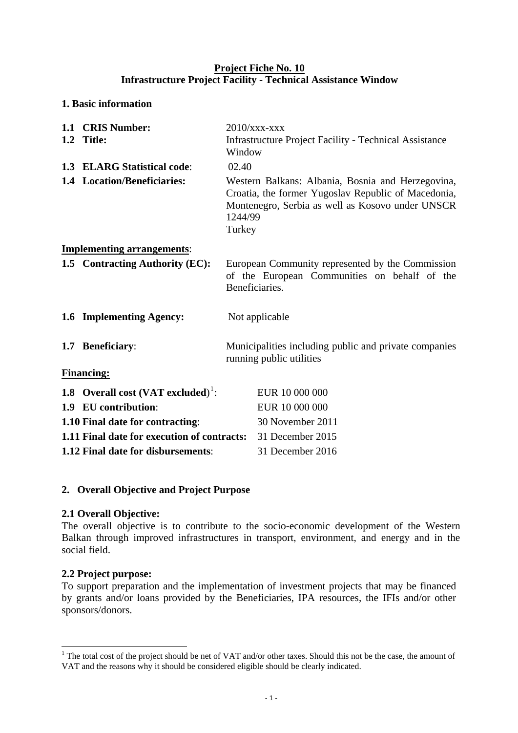**Project Fiche No. 10**
**Infrastructure Project Facility - Technical Assistance Window**

## 1. Basic information

**1.1 CRIS Number:** 2010/xxx-xxx

**1.2 Title:** Infrastructure Project Facility - Technical Assistance Window

**1.3 ELARG Statistical code**: 02.40

**1.4 Location/Beneficiaries:** Western Balkans: Albania, Bosnia and Herzegovina, Croatia, the former Yugoslav Republic of Macedonia, Montenegro, Serbia as well as Kosovo under UNSCR 1244/99
Turkey

**Implementing arrangements**:

**1.5 Contracting Authority (EC):** European Community represented by the Commission of the European Communities on behalf of the Beneficiaries.

**1.6 Implementing Agency:** Not applicable

**1.7 Beneficiary**: Municipalities including public and private companies running public utilities

**Financing:**

**1.8 Overall cost (VAT excluded)**[1]: EUR 10 000 000

**1.9 EU contribution**: EUR 10 000 000

**1.10 Final date for contracting**: 30 November 2011

**1.11 Final date for execution of contracts:** 31 December 2015

**1.12 Final date for disbursements**: 31 December 2016

## 2. Overall Objective and Project Purpose

### 2.1 Overall Objective:

The overall objective is to contribute to the socio-economic development of the Western Balkan through improved infrastructures in transport, environment, and energy and in the social field.

### 2.2 Project purpose:

To support preparation and the implementation of investment projects that may be financed by grants and/or loans provided by the Beneficiaries, IPA resources, the IFIs and/or other sponsors/donors.

---

[1] The total cost of the project should be net of VAT and/or other taxes. Should this not be the case, the amount of VAT and the reasons why it should be considered eligible should be clearly indicated.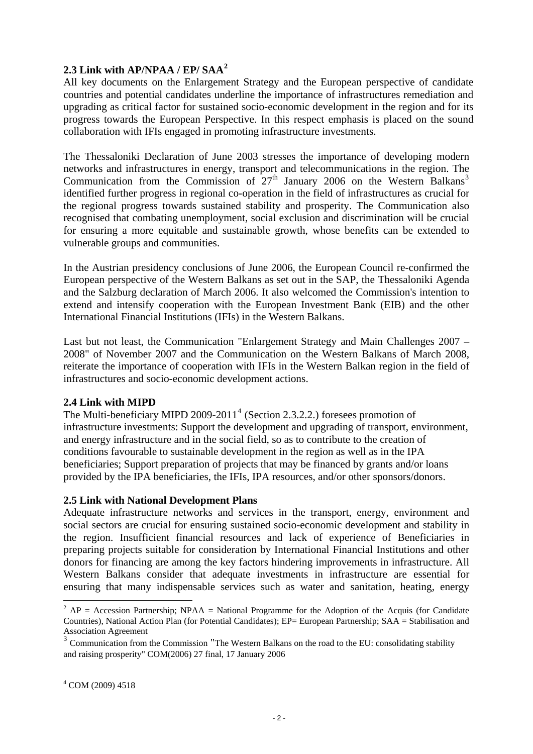### 2.3 Link with AP/NPAA / EP/ SAA[2]

All key documents on the Enlargement Strategy and the European perspective of candidate countries and potential candidates underline the importance of infrastructures remediation and upgrading as critical factor for sustained socio-economic development in the region and for its progress towards the European Perspective. In this respect emphasis is placed on the sound collaboration with IFIs engaged in promoting infrastructure investments.

The Thessaloniki Declaration of June 2003 stresses the importance of developing modern networks and infrastructures in energy, transport and telecommunications in the region. The Communication from the Commission of 27th January 2006 on the Western Balkans[3] identified further progress in regional co-operation in the field of infrastructures as crucial for the regional progress towards sustained stability and prosperity. The Communication also recognised that combating unemployment, social exclusion and discrimination will be crucial for ensuring a more equitable and sustainable growth, whose benefits can be extended to vulnerable groups and communities.

In the Austrian presidency conclusions of June 2006, the European Council re-confirmed the European perspective of the Western Balkans as set out in the SAP, the Thessaloniki Agenda and the Salzburg declaration of March 2006. It also welcomed the Commission's intention to extend and intensify cooperation with the European Investment Bank (EIB) and the other International Financial Institutions (IFIs) in the Western Balkans.

Last but not least, the Communication "Enlargement Strategy and Main Challenges 2007 – 2008" of November 2007 and the Communication on the Western Balkans of March 2008, reiterate the importance of cooperation with IFIs in the Western Balkan region in the field of infrastructures and socio-economic development actions.

### 2.4 Link with MIPD

The Multi-beneficiary MIPD 2009-2011[4] (Section 2.3.2.2.) foresees promotion of infrastructure investments: Support the development and upgrading of transport, environment, and energy infrastructure and in the social field, so as to contribute to the creation of conditions favourable to sustainable development in the region as well as in the IPA beneficiaries; Support preparation of projects that may be financed by grants and/or loans provided by the IPA beneficiaries, the IFIs, IPA resources, and/or other sponsors/donors.

### 2.5 Link with National Development Plans

Adequate infrastructure networks and services in the transport, energy, environment and social sectors are crucial for ensuring sustained socio-economic development and stability in the region. Insufficient financial resources and lack of experience of Beneficiaries in preparing projects suitable for consideration by International Financial Institutions and other donors for financing are among the key factors hindering improvements in infrastructure. All Western Balkans consider that adequate investments in infrastructure are essential for ensuring that many indispensable services such as water and sanitation, heating, energy

---

[2] AP = Accession Partnership; NPAA = National Programme for the Adoption of the Acquis (for Candidate Countries), National Action Plan (for Potential Candidates); EP= European Partnership; SAA = Stabilisation and Association Agreement

[3] Communication from the Commission "The Western Balkans on the road to the EU: consolidating stability and raising prosperity" COM(2006) 27 final, 17 January 2006

[4] COM (2009) 4518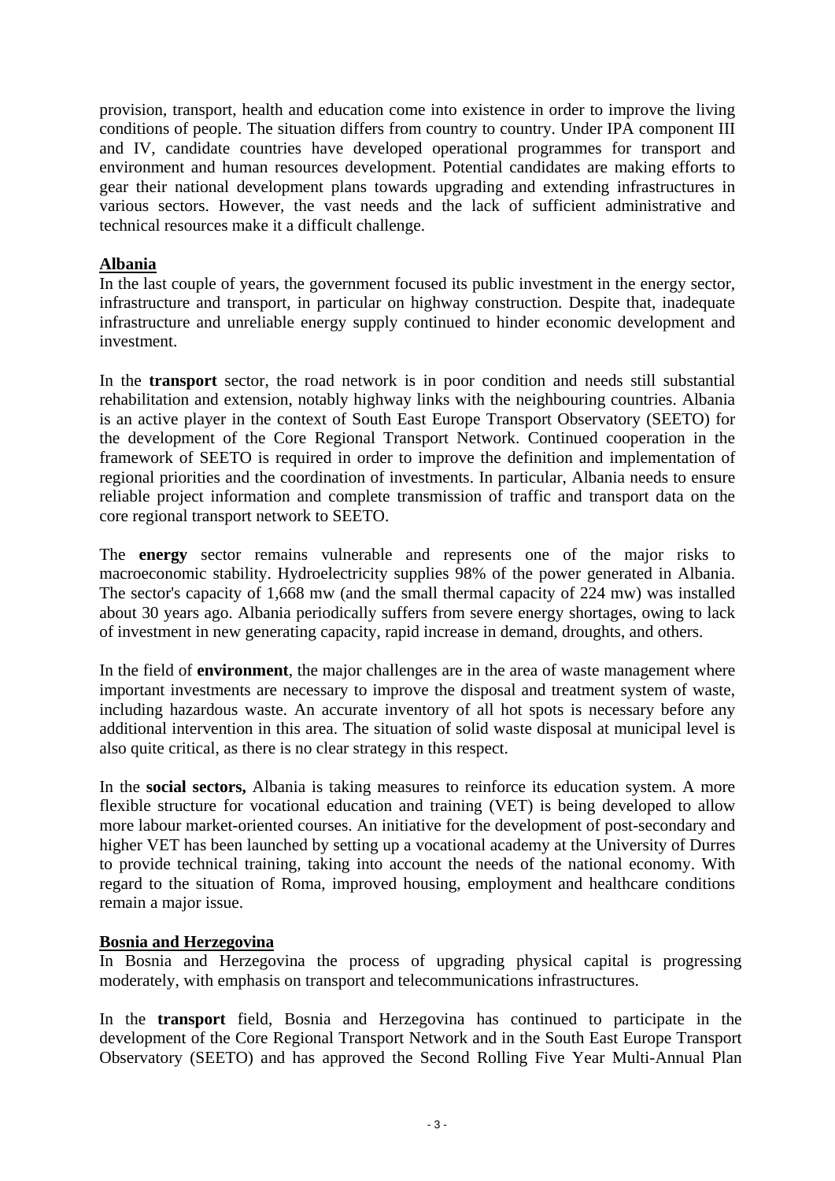provision, transport, health and education come into existence in order to improve the living conditions of people. The situation differs from country to country. Under IPA component III and IV, candidate countries have developed operational programmes for transport and environment and human resources development. Potential candidates are making efforts to gear their national development plans towards upgrading and extending infrastructures in various sectors. However, the vast needs and the lack of sufficient administrative and technical resources make it a difficult challenge.

**Albania**

In the last couple of years, the government focused its public investment in the energy sector, infrastructure and transport, in particular on highway construction. Despite that, inadequate infrastructure and unreliable energy supply continued to hinder economic development and investment.

In the **transport** sector, the road network is in poor condition and needs still substantial rehabilitation and extension, notably highway links with the neighbouring countries. Albania is an active player in the context of South East Europe Transport Observatory (SEETO) for the development of the Core Regional Transport Network. Continued cooperation in the framework of SEETO is required in order to improve the definition and implementation of regional priorities and the coordination of investments. In particular, Albania needs to ensure reliable project information and complete transmission of traffic and transport data on the core regional transport network to SEETO.

The **energy** sector remains vulnerable and represents one of the major risks to macroeconomic stability. Hydroelectricity supplies 98% of the power generated in Albania. The sector's capacity of 1,668 mw (and the small thermal capacity of 224 mw) was installed about 30 years ago. Albania periodically suffers from severe energy shortages, owing to lack of investment in new generating capacity, rapid increase in demand, droughts, and others.

In the field of **environment**, the major challenges are in the area of waste management where important investments are necessary to improve the disposal and treatment system of waste, including hazardous waste. An accurate inventory of all hot spots is necessary before any additional intervention in this area. The situation of solid waste disposal at municipal level is also quite critical, as there is no clear strategy in this respect.

In the **social sectors,** Albania is taking measures to reinforce its education system. A more flexible structure for vocational education and training (VET) is being developed to allow more labour market-oriented courses. An initiative for the development of post-secondary and higher VET has been launched by setting up a vocational academy at the University of Durres to provide technical training, taking into account the needs of the national economy. With regard to the situation of Roma, improved housing, employment and healthcare conditions remain a major issue.

**Bosnia and Herzegovina**

In Bosnia and Herzegovina the process of upgrading physical capital is progressing moderately, with emphasis on transport and telecommunications infrastructures.

In the **transport** field, Bosnia and Herzegovina has continued to participate in the development of the Core Regional Transport Network and in the South East Europe Transport Observatory (SEETO) and has approved the Second Rolling Five Year Multi-Annual Plan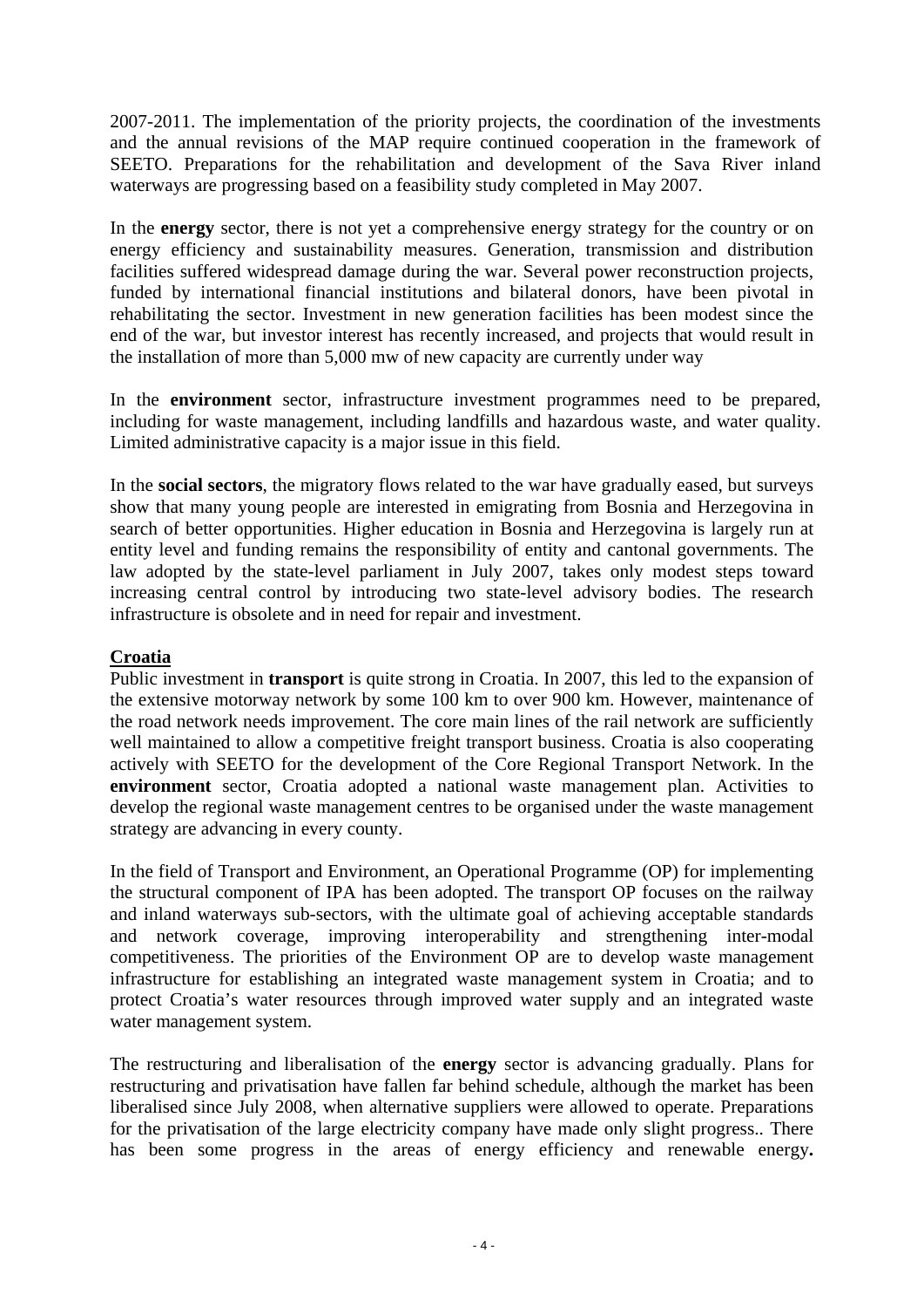2007-2011. The implementation of the priority projects, the coordination of the investments and the annual revisions of the MAP require continued cooperation in the framework of SEETO. Preparations for the rehabilitation and development of the Sava River inland waterways are progressing based on a feasibility study completed in May 2007.

In the **energy** sector, there is not yet a comprehensive energy strategy for the country or on energy efficiency and sustainability measures. Generation, transmission and distribution facilities suffered widespread damage during the war. Several power reconstruction projects, funded by international financial institutions and bilateral donors, have been pivotal in rehabilitating the sector. Investment in new generation facilities has been modest since the end of the war, but investor interest has recently increased, and projects that would result in the installation of more than 5,000 mw of new capacity are currently under way

In the **environment** sector, infrastructure investment programmes need to be prepared, including for waste management, including landfills and hazardous waste, and water quality. Limited administrative capacity is a major issue in this field.

In the **social sectors**, the migratory flows related to the war have gradually eased, but surveys show that many young people are interested in emigrating from Bosnia and Herzegovina in search of better opportunities. Higher education in Bosnia and Herzegovina is largely run at entity level and funding remains the responsibility of entity and cantonal governments. The law adopted by the state-level parliament in July 2007, takes only modest steps toward increasing central control by introducing two state-level advisory bodies. The research infrastructure is obsolete and in need for repair and investment.

## Croatia

Public investment in **transport** is quite strong in Croatia. In 2007, this led to the expansion of the extensive motorway network by some 100 km to over 900 km. However, maintenance of the road network needs improvement. The core main lines of the rail network are sufficiently well maintained to allow a competitive freight transport business. Croatia is also cooperating actively with SEETO for the development of the Core Regional Transport Network. In the **environment** sector, Croatia adopted a national waste management plan. Activities to develop the regional waste management centres to be organised under the waste management strategy are advancing in every county.

In the field of Transport and Environment, an Operational Programme (OP) for implementing the structural component of IPA has been adopted. The transport OP focuses on the railway and inland waterways sub-sectors, with the ultimate goal of achieving acceptable standards and network coverage, improving interoperability and strengthening inter-modal competitiveness. The priorities of the Environment OP are to develop waste management infrastructure for establishing an integrated waste management system in Croatia; and to protect Croatia's water resources through improved water supply and an integrated waste water management system.

The restructuring and liberalisation of the **energy** sector is advancing gradually. Plans for restructuring and privatisation have fallen far behind schedule, although the market has been liberalised since July 2008, when alternative suppliers were allowed to operate. Preparations for the privatisation of the large electricity company have made only slight progress.. There has been some progress in the areas of energy efficiency and renewable energy.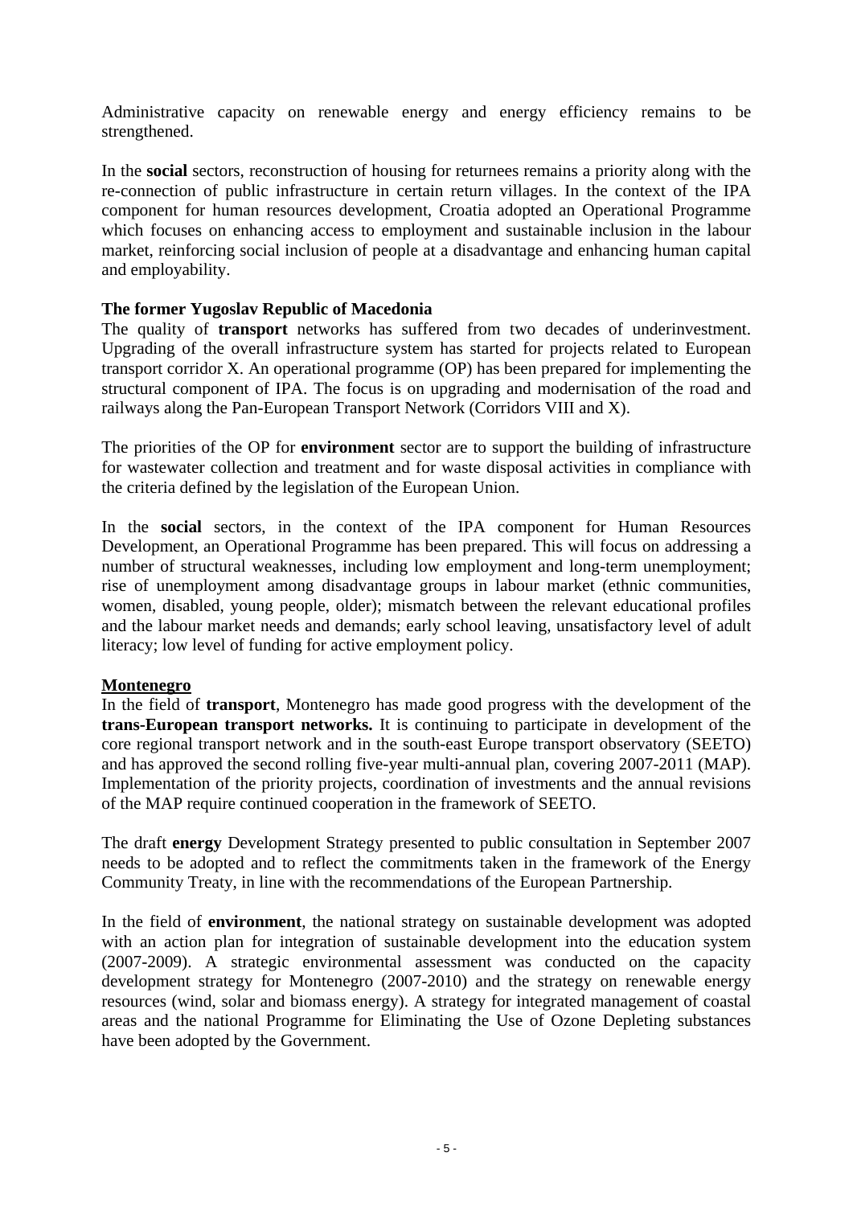Administrative capacity on renewable energy and energy efficiency remains to be strengthened.

In the **social** sectors, reconstruction of housing for returnees remains a priority along with the re-connection of public infrastructure in certain return villages. In the context of the IPA component for human resources development, Croatia adopted an Operational Programme which focuses on enhancing access to employment and sustainable inclusion in the labour market, reinforcing social inclusion of people at a disadvantage and enhancing human capital and employability.

**The former Yugoslav Republic of Macedonia**

The quality of **transport** networks has suffered from two decades of underinvestment. Upgrading of the overall infrastructure system has started for projects related to European transport corridor X. An operational programme (OP) has been prepared for implementing the structural component of IPA. The focus is on upgrading and modernisation of the road and railways along the Pan-European Transport Network (Corridors VIII and X).

The priorities of the OP for **environment** sector are to support the building of infrastructure for wastewater collection and treatment and for waste disposal activities in compliance with the criteria defined by the legislation of the European Union.

In the **social** sectors, in the context of the IPA component for Human Resources Development, an Operational Programme has been prepared. This will focus on addressing a number of structural weaknesses, including low employment and long-term unemployment; rise of unemployment among disadvantage groups in labour market (ethnic communities, women, disabled, young people, older); mismatch between the relevant educational profiles and the labour market needs and demands; early school leaving, unsatisfactory level of adult literacy; low level of funding for active employment policy.

**Montenegro**

In the field of **transport**, Montenegro has made good progress with the development of the **trans-European transport networks.** It is continuing to participate in development of the core regional transport network and in the south-east Europe transport observatory (SEETO) and has approved the second rolling five-year multi-annual plan, covering 2007-2011 (MAP). Implementation of the priority projects, coordination of investments and the annual revisions of the MAP require continued cooperation in the framework of SEETO.

The draft **energy** Development Strategy presented to public consultation in September 2007 needs to be adopted and to reflect the commitments taken in the framework of the Energy Community Treaty, in line with the recommendations of the European Partnership.

In the field of **environment**, the national strategy on sustainable development was adopted with an action plan for integration of sustainable development into the education system (2007-2009). A strategic environmental assessment was conducted on the capacity development strategy for Montenegro (2007-2010) and the strategy on renewable energy resources (wind, solar and biomass energy). A strategy for integrated management of coastal areas and the national Programme for Eliminating the Use of Ozone Depleting substances have been adopted by the Government.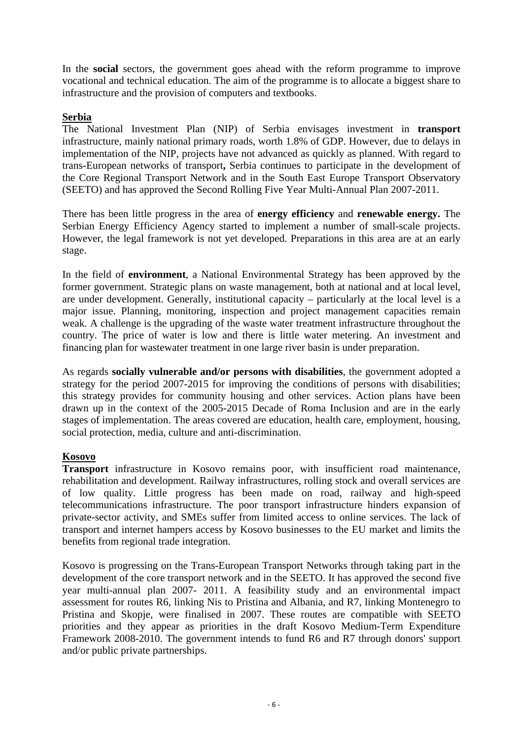In the **social** sectors, the government goes ahead with the reform programme to improve vocational and technical education. The aim of the programme is to allocate a biggest share to infrastructure and the provision of computers and textbooks.

**<u>Serbia</u>**

The National Investment Plan (NIP) of Serbia envisages investment in **transport** infrastructure, mainly national primary roads, worth 1.8% of GDP. However, due to delays in implementation of the NIP, projects have not advanced as quickly as planned. With regard to trans-European networks of transport**,** Serbia continues to participate in the development of the Core Regional Transport Network and in the South East Europe Transport Observatory (SEETO) and has approved the Second Rolling Five Year Multi-Annual Plan 2007-2011.

There has been little progress in the area of **energy efficiency** and **renewable energy.** The Serbian Energy Efficiency Agency started to implement a number of small-scale projects. However, the legal framework is not yet developed. Preparations in this area are at an early stage.

In the field of **environment**, a National Environmental Strategy has been approved by the former government. Strategic plans on waste management, both at national and at local level, are under development. Generally, institutional capacity – particularly at the local level is a major issue. Planning, monitoring, inspection and project management capacities remain weak. A challenge is the upgrading of the waste water treatment infrastructure throughout the country. The price of water is low and there is little water metering. An investment and financing plan for wastewater treatment in one large river basin is under preparation.

As regards **socially vulnerable and/or persons with disabilities**, the government adopted a strategy for the period 2007-2015 for improving the conditions of persons with disabilities; this strategy provides for community housing and other services. Action plans have been drawn up in the context of the 2005-2015 Decade of Roma Inclusion and are in the early stages of implementation. The areas covered are education, health care, employment, housing, social protection, media, culture and anti-discrimination.

**<u>Kosovo</u>**

**Transport** infrastructure in Kosovo remains poor, with insufficient road maintenance, rehabilitation and development. Railway infrastructures, rolling stock and overall services are of low quality. Little progress has been made on road, railway and high-speed telecommunications infrastructure. The poor transport infrastructure hinders expansion of private-sector activity, and SMEs suffer from limited access to online services. The lack of transport and internet hampers access by Kosovo businesses to the EU market and limits the benefits from regional trade integration.

Kosovo is progressing on the Trans-European Transport Networks through taking part in the development of the core transport network and in the SEETO. It has approved the second five year multi-annual plan 2007- 2011. A feasibility study and an environmental impact assessment for routes R6, linking Nis to Pristina and Albania, and R7, linking Montenegro to Pristina and Skopje, were finalised in 2007. These routes are compatible with SEETO priorities and they appear as priorities in the draft Kosovo Medium-Term Expenditure Framework 2008-2010. The government intends to fund R6 and R7 through donors' support and/or public private partnerships.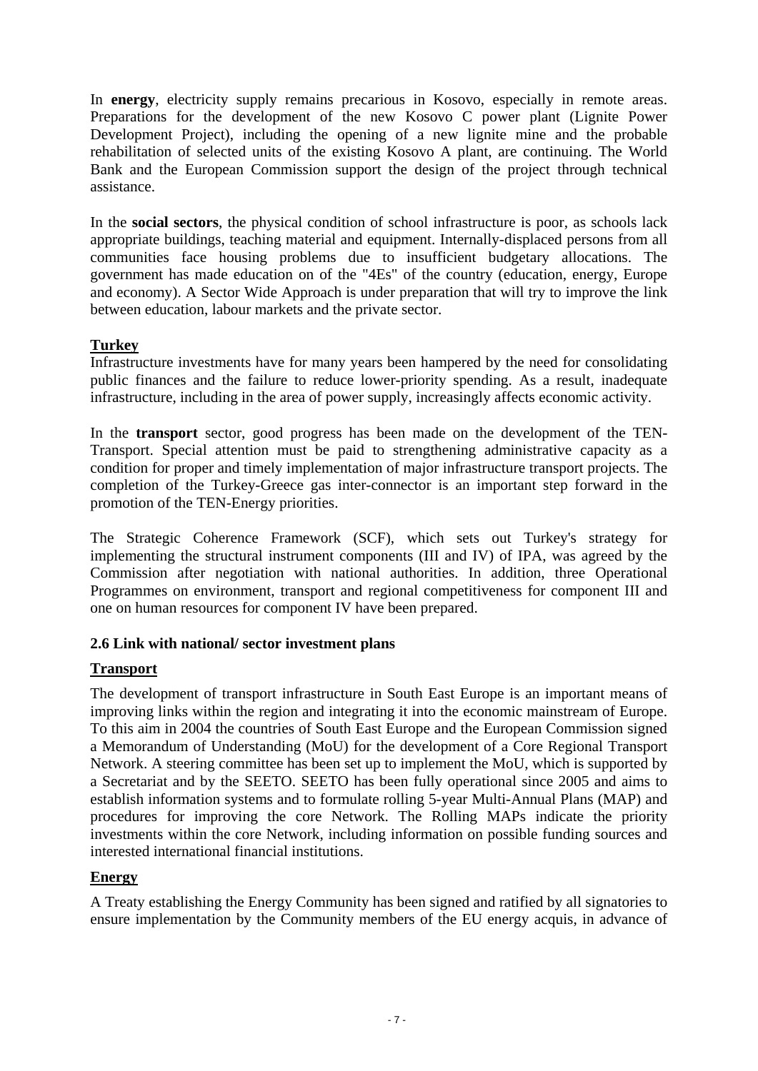In **energy**, electricity supply remains precarious in Kosovo, especially in remote areas. Preparations for the development of the new Kosovo C power plant (Lignite Power Development Project), including the opening of a new lignite mine and the probable rehabilitation of selected units of the existing Kosovo A plant, are continuing. The World Bank and the European Commission support the design of the project through technical assistance.

In the **social sectors**, the physical condition of school infrastructure is poor, as schools lack appropriate buildings, teaching material and equipment. Internally-displaced persons from all communities face housing problems due to insufficient budgetary allocations. The government has made education on of the "4Es" of the country (education, energy, Europe and economy). A Sector Wide Approach is under preparation that will try to improve the link between education, labour markets and the private sector.

**Turkey**

Infrastructure investments have for many years been hampered by the need for consolidating public finances and the failure to reduce lower-priority spending. As a result, inadequate infrastructure, including in the area of power supply, increasingly affects economic activity.

In the **transport** sector, good progress has been made on the development of the TEN-Transport. Special attention must be paid to strengthening administrative capacity as a condition for proper and timely implementation of major infrastructure transport projects. The completion of the Turkey-Greece gas inter-connector is an important step forward in the promotion of the TEN-Energy priorities.

The Strategic Coherence Framework (SCF), which sets out Turkey's strategy for implementing the structural instrument components (III and IV) of IPA, was agreed by the Commission after negotiation with national authorities. In addition, three Operational Programmes on environment, transport and regional competitiveness for component III and one on human resources for component IV have been prepared.

### 2.6 Link with national/ sector investment plans

**Transport**

The development of transport infrastructure in South East Europe is an important means of improving links within the region and integrating it into the economic mainstream of Europe. To this aim in 2004 the countries of South East Europe and the European Commission signed a Memorandum of Understanding (MoU) for the development of a Core Regional Transport Network. A steering committee has been set up to implement the MoU, which is supported by a Secretariat and by the SEETO. SEETO has been fully operational since 2005 and aims to establish information systems and to formulate rolling 5-year Multi-Annual Plans (MAP) and procedures for improving the core Network. The Rolling MAPs indicate the priority investments within the core Network, including information on possible funding sources and interested international financial institutions.

**Energy**

A Treaty establishing the Energy Community has been signed and ratified by all signatories to ensure implementation by the Community members of the EU energy acquis, in advance of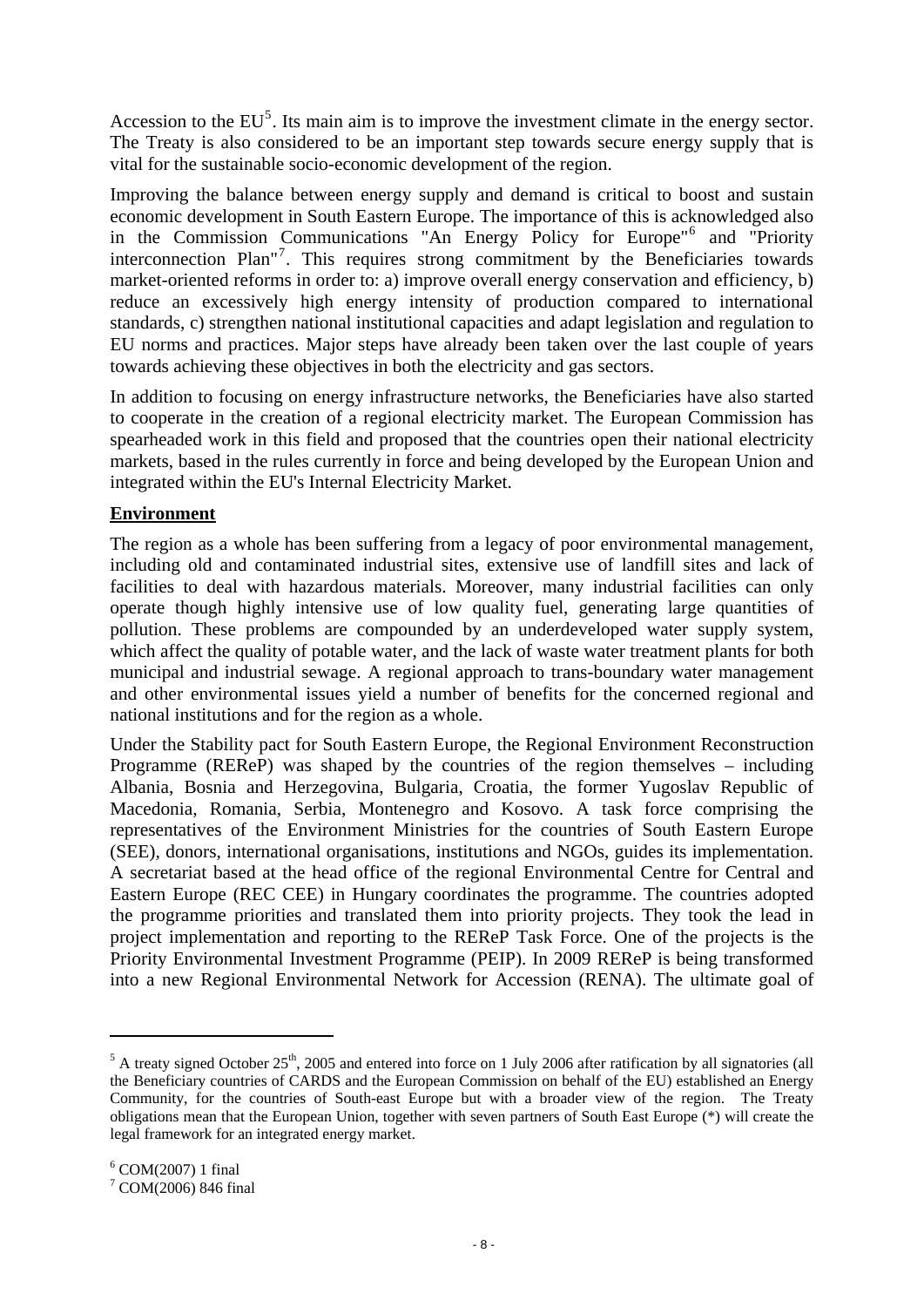Accession to the EU[5]. Its main aim is to improve the investment climate in the energy sector. The Treaty is also considered to be an important step towards secure energy supply that is vital for the sustainable socio-economic development of the region.

Improving the balance between energy supply and demand is critical to boost and sustain economic development in South Eastern Europe. The importance of this is acknowledged also in the Commission Communications "An Energy Policy for Europe"[6] and "Priority interconnection Plan"[7]. This requires strong commitment by the Beneficiaries towards market-oriented reforms in order to: a) improve overall energy conservation and efficiency, b) reduce an excessively high energy intensity of production compared to international standards, c) strengthen national institutional capacities and adapt legislation and regulation to EU norms and practices. Major steps have already been taken over the last couple of years towards achieving these objectives in both the electricity and gas sectors.

In addition to focusing on energy infrastructure networks, the Beneficiaries have also started to cooperate in the creation of a regional electricity market. The European Commission has spearheaded work in this field and proposed that the countries open their national electricity markets, based in the rules currently in force and being developed by the European Union and integrated within the EU's Internal Electricity Market.

**Environment**

The region as a whole has been suffering from a legacy of poor environmental management, including old and contaminated industrial sites, extensive use of landfill sites and lack of facilities to deal with hazardous materials. Moreover, many industrial facilities can only operate though highly intensive use of low quality fuel, generating large quantities of pollution. These problems are compounded by an underdeveloped water supply system, which affect the quality of potable water, and the lack of waste water treatment plants for both municipal and industrial sewage. A regional approach to trans-boundary water management and other environmental issues yield a number of benefits for the concerned regional and national institutions and for the region as a whole.

Under the Stability pact for South Eastern Europe, the Regional Environment Reconstruction Programme (REReP) was shaped by the countries of the region themselves – including Albania, Bosnia and Herzegovina, Bulgaria, Croatia, the former Yugoslav Republic of Macedonia, Romania, Serbia, Montenegro and Kosovo. A task force comprising the representatives of the Environment Ministries for the countries of South Eastern Europe (SEE), donors, international organisations, institutions and NGOs, guides its implementation. A secretariat based at the head office of the regional Environmental Centre for Central and Eastern Europe (REC CEE) in Hungary coordinates the programme. The countries adopted the programme priorities and translated them into priority projects. They took the lead in project implementation and reporting to the REReP Task Force. One of the projects is the Priority Environmental Investment Programme (PEIP). In 2009 REReP is being transformed into a new Regional Environmental Network for Accession (RENA). The ultimate goal of

---

[5] A treaty signed October 25th, 2005 and entered into force on 1 July 2006 after ratification by all signatories (all the Beneficiary countries of CARDS and the European Commission on behalf of the EU) established an Energy Community, for the countries of South-east Europe but with a broader view of the region. The Treaty obligations mean that the European Union, together with seven partners of South East Europe (*) will create the legal framework for an integrated energy market.

[6] COM(2007) 1 final

[7] COM(2006) 846 final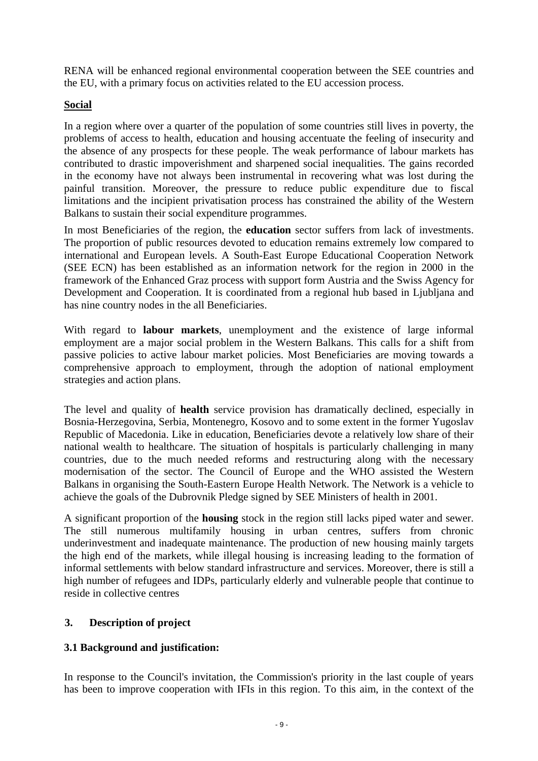RENA will be enhanced regional environmental cooperation between the SEE countries and the EU, with a primary focus on activities related to the EU accession process.

**Social**

In a region where over a quarter of the population of some countries still lives in poverty, the problems of access to health, education and housing accentuate the feeling of insecurity and the absence of any prospects for these people. The weak performance of labour markets has contributed to drastic impoverishment and sharpened social inequalities. The gains recorded in the economy have not always been instrumental in recovering what was lost during the painful transition. Moreover, the pressure to reduce public expenditure due to fiscal limitations and the incipient privatisation process has constrained the ability of the Western Balkans to sustain their social expenditure programmes.

In most Beneficiaries of the region, the **education** sector suffers from lack of investments. The proportion of public resources devoted to education remains extremely low compared to international and European levels. A South-East Europe Educational Cooperation Network (SEE ECN) has been established as an information network for the region in 2000 in the framework of the Enhanced Graz process with support form Austria and the Swiss Agency for Development and Cooperation. It is coordinated from a regional hub based in Ljubljana and has nine country nodes in the all Beneficiaries.

With regard to **labour markets**, unemployment and the existence of large informal employment are a major social problem in the Western Balkans. This calls for a shift from passive policies to active labour market policies. Most Beneficiaries are moving towards a comprehensive approach to employment, through the adoption of national employment strategies and action plans.

The level and quality of **health** service provision has dramatically declined, especially in Bosnia-Herzegovina, Serbia, Montenegro, Kosovo and to some extent in the former Yugoslav Republic of Macedonia. Like in education, Beneficiaries devote a relatively low share of their national wealth to healthcare. The situation of hospitals is particularly challenging in many countries, due to the much needed reforms and restructuring along with the necessary modernisation of the sector. The Council of Europe and the WHO assisted the Western Balkans in organising the South-Eastern Europe Health Network. The Network is a vehicle to achieve the goals of the Dubrovnik Pledge signed by SEE Ministers of health in 2001.

A significant proportion of the **housing** stock in the region still lacks piped water and sewer. The still numerous multifamily housing in urban centres, suffers from chronic underinvestment and inadequate maintenance. The production of new housing mainly targets the high end of the markets, while illegal housing is increasing leading to the formation of informal settlements with below standard infrastructure and services. Moreover, there is still a high number of refugees and IDPs, particularly elderly and vulnerable people that continue to reside in collective centres

## 3. Description of project

### 3.1 Background and justification:

In response to the Council's invitation, the Commission's priority in the last couple of years has been to improve cooperation with IFIs in this region. To this aim, in the context of the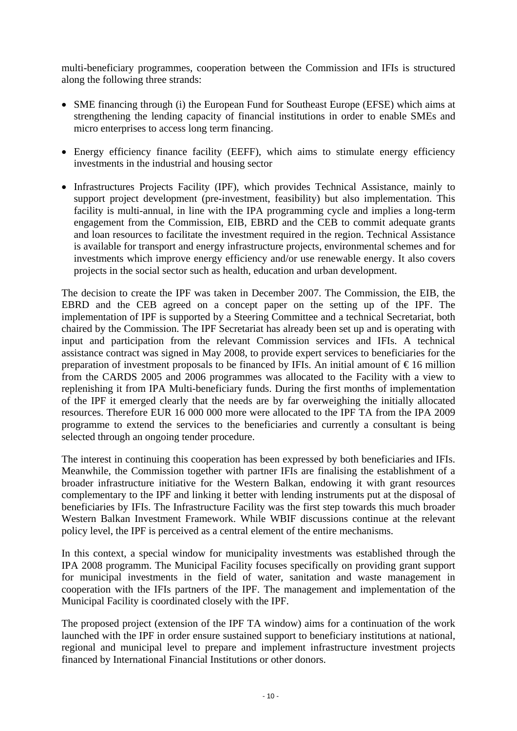multi-beneficiary programmes, cooperation between the Commission and IFIs is structured along the following three strands:

- SME financing through (i) the European Fund for Southeast Europe (EFSE) which aims at strengthening the lending capacity of financial institutions in order to enable SMEs and micro enterprises to access long term financing.

- Energy efficiency finance facility (EEFF), which aims to stimulate energy efficiency investments in the industrial and housing sector

- Infrastructures Projects Facility (IPF), which provides Technical Assistance, mainly to support project development (pre-investment, feasibility) but also implementation. This facility is multi-annual, in line with the IPA programming cycle and implies a long-term engagement from the Commission, EIB, EBRD and the CEB to commit adequate grants and loan resources to facilitate the investment required in the region. Technical Assistance is available for transport and energy infrastructure projects, environmental schemes and for investments which improve energy efficiency and/or use renewable energy. It also covers projects in the social sector such as health, education and urban development.

The decision to create the IPF was taken in December 2007. The Commission, the EIB, the EBRD and the CEB agreed on a concept paper on the setting up of the IPF. The implementation of IPF is supported by a Steering Committee and a technical Secretariat, both chaired by the Commission. The IPF Secretariat has already been set up and is operating with input and participation from the relevant Commission services and IFIs. A technical assistance contract was signed in May 2008, to provide expert services to beneficiaries for the preparation of investment proposals to be financed by IFIs. An initial amount of € 16 million from the CARDS 2005 and 2006 programmes was allocated to the Facility with a view to replenishing it from IPA Multi-beneficiary funds. During the first months of implementation of the IPF it emerged clearly that the needs are by far overweighing the initially allocated resources. Therefore EUR 16 000 000 more were allocated to the IPF TA from the IPA 2009 programme to extend the services to the beneficiaries and currently a consultant is being selected through an ongoing tender procedure.

The interest in continuing this cooperation has been expressed by both beneficiaries and IFIs. Meanwhile, the Commission together with partner IFIs are finalising the establishment of a broader infrastructure initiative for the Western Balkan, endowing it with grant resources complementary to the IPF and linking it better with lending instruments put at the disposal of beneficiaries by IFIs. The Infrastructure Facility was the first step towards this much broader Western Balkan Investment Framework. While WBIF discussions continue at the relevant policy level, the IPF is perceived as a central element of the entire mechanisms.

In this context, a special window for municipality investments was established through the IPA 2008 programm. The Municipal Facility focuses specifically on providing grant support for municipal investments in the field of water, sanitation and waste management in cooperation with the IFIs partners of the IPF. The management and implementation of the Municipal Facility is coordinated closely with the IPF.

The proposed project (extension of the IPF TA window) aims for a continuation of the work launched with the IPF in order ensure sustained support to beneficiary institutions at national, regional and municipal level to prepare and implement infrastructure investment projects financed by International Financial Institutions or other donors.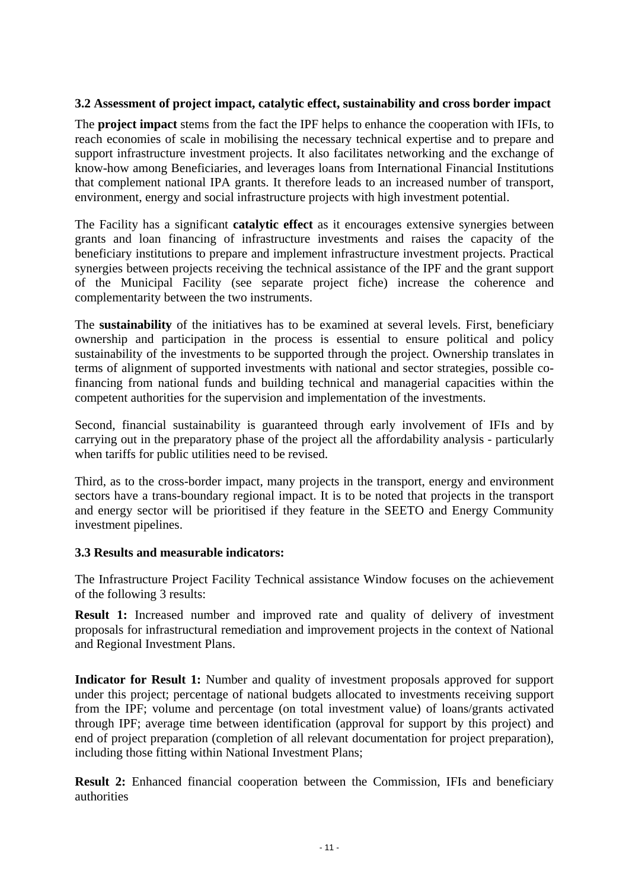### 3.2 Assessment of project impact, catalytic effect, sustainability and cross border impact

The **project impact** stems from the fact the IPF helps to enhance the cooperation with IFIs, to reach economies of scale in mobilising the necessary technical expertise and to prepare and support infrastructure investment projects. It also facilitates networking and the exchange of know-how among Beneficiaries, and leverages loans from International Financial Institutions that complement national IPA grants. It therefore leads to an increased number of transport, environment, energy and social infrastructure projects with high investment potential.

The Facility has a significant **catalytic effect** as it encourages extensive synergies between grants and loan financing of infrastructure investments and raises the capacity of the beneficiary institutions to prepare and implement infrastructure investment projects. Practical synergies between projects receiving the technical assistance of the IPF and the grant support of the Municipal Facility (see separate project fiche) increase the coherence and complementarity between the two instruments.

The **sustainability** of the initiatives has to be examined at several levels. First, beneficiary ownership and participation in the process is essential to ensure political and policy sustainability of the investments to be supported through the project. Ownership translates in terms of alignment of supported investments with national and sector strategies, possible co-financing from national funds and building technical and managerial capacities within the competent authorities for the supervision and implementation of the investments.

Second, financial sustainability is guaranteed through early involvement of IFIs and by carrying out in the preparatory phase of the project all the affordability analysis - particularly when tariffs for public utilities need to be revised.

Third, as to the cross-border impact, many projects in the transport, energy and environment sectors have a trans-boundary regional impact. It is to be noted that projects in the transport and energy sector will be prioritised if they feature in the SEETO and Energy Community investment pipelines.

### 3.3 Results and measurable indicators:

The Infrastructure Project Facility Technical assistance Window focuses on the achievement of the following 3 results:

**Result 1:** Increased number and improved rate and quality of delivery of investment proposals for infrastructural remediation and improvement projects in the context of National and Regional Investment Plans.

**Indicator for Result 1:** Number and quality of investment proposals approved for support under this project; percentage of national budgets allocated to investments receiving support from the IPF; volume and percentage (on total investment value) of loans/grants activated through IPF; average time between identification (approval for support by this project) and end of project preparation (completion of all relevant documentation for project preparation), including those fitting within National Investment Plans;

**Result 2:** Enhanced financial cooperation between the Commission, IFIs and beneficiary authorities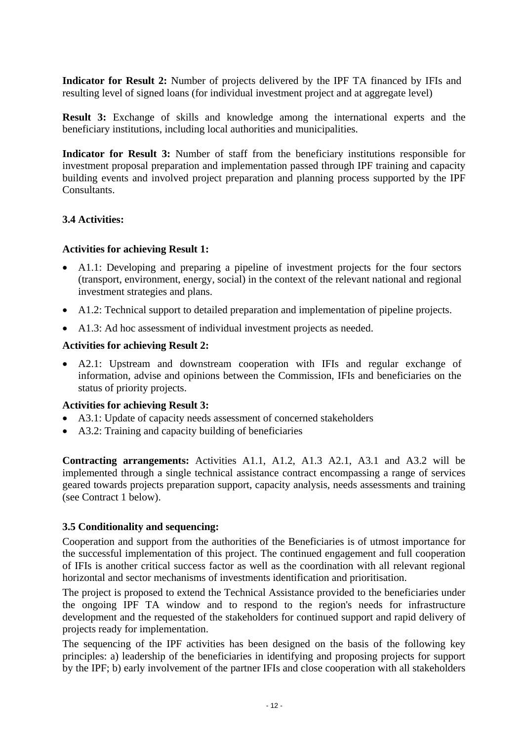**Indicator for Result 2:** Number of projects delivered by the IPF TA financed by IFIs and resulting level of signed loans (for individual investment project and at aggregate level)

**Result 3:** Exchange of skills and knowledge among the international experts and the beneficiary institutions, including local authorities and municipalities.

**Indicator for Result 3:** Number of staff from the beneficiary institutions responsible for investment proposal preparation and implementation passed through IPF training and capacity building events and involved project preparation and planning process supported by the IPF Consultants.

### 3.4 Activities:

**Activities for achieving Result 1:**

- A1.1: Developing and preparing a pipeline of investment projects for the four sectors (transport, environment, energy, social) in the context of the relevant national and regional investment strategies and plans.
- A1.2: Technical support to detailed preparation and implementation of pipeline projects.
- A1.3: Ad hoc assessment of individual investment projects as needed.

**Activities for achieving Result 2:**

- A2.1: Upstream and downstream cooperation with IFIs and regular exchange of information, advise and opinions between the Commission, IFIs and beneficiaries on the status of priority projects.

**Activities for achieving Result 3:**

- A3.1: Update of capacity needs assessment of concerned stakeholders
- A3.2: Training and capacity building of beneficiaries

**Contracting arrangements:** Activities A1.1, A1.2, A1.3 A2.1, A3.1 and A3.2 will be implemented through a single technical assistance contract encompassing a range of services geared towards projects preparation support, capacity analysis, needs assessments and training (see Contract 1 below).

### 3.5 Conditionality and sequencing:

Cooperation and support from the authorities of the Beneficiaries is of utmost importance for the successful implementation of this project. The continued engagement and full cooperation of IFIs is another critical success factor as well as the coordination with all relevant regional horizontal and sector mechanisms of investments identification and prioritisation.

The project is proposed to extend the Technical Assistance provided to the beneficiaries under the ongoing IPF TA window and to respond to the region's needs for infrastructure development and the requested of the stakeholders for continued support and rapid delivery of projects ready for implementation.

The sequencing of the IPF activities has been designed on the basis of the following key principles: a) leadership of the beneficiaries in identifying and proposing projects for support by the IPF; b) early involvement of the partner IFIs and close cooperation with all stakeholders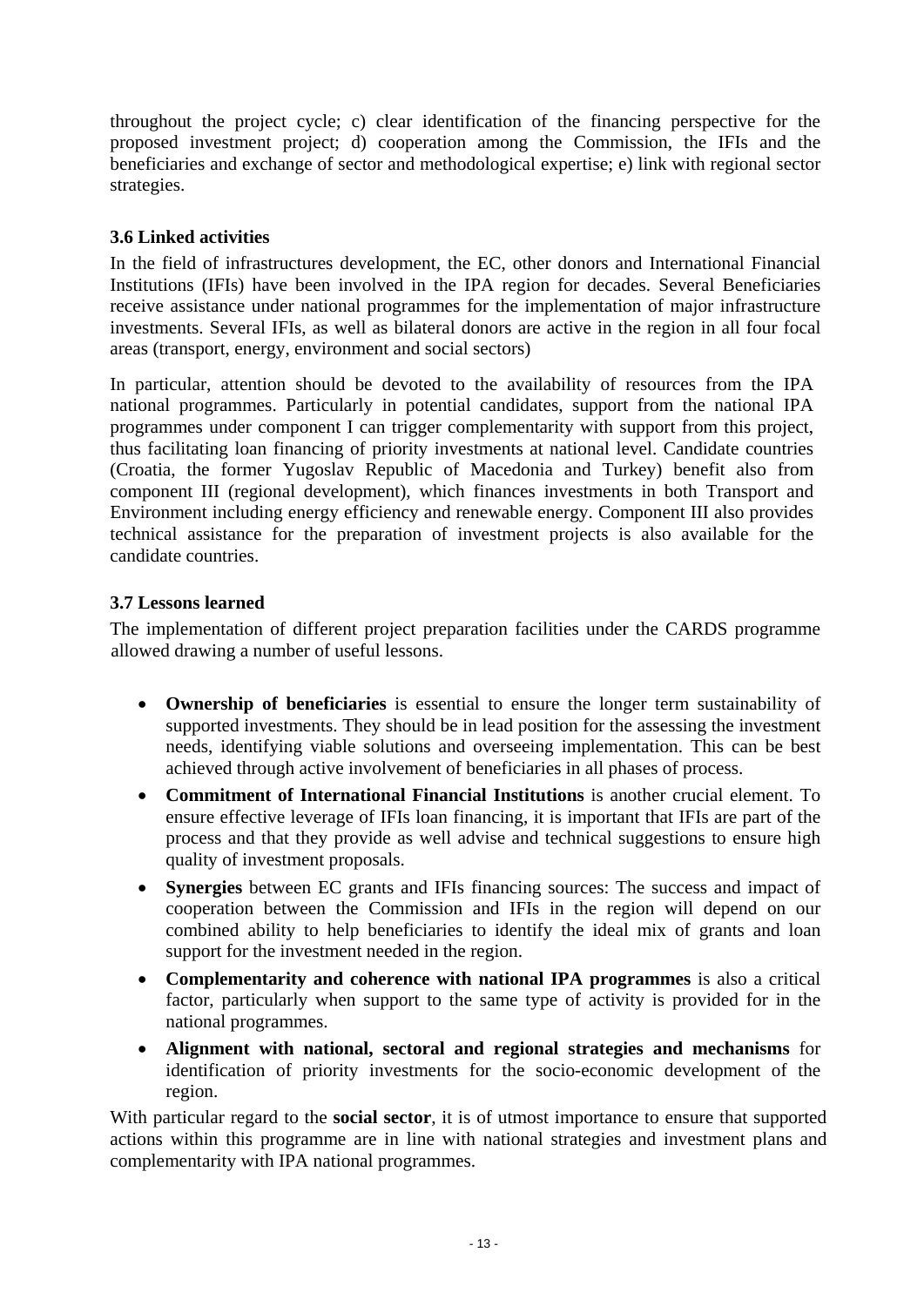throughout the project cycle; c) clear identification of the financing perspective for the proposed investment project; d) cooperation among the Commission, the IFIs and the beneficiaries and exchange of sector and methodological expertise; e) link with regional sector strategies.

### 3.6 Linked activities

In the field of infrastructures development, the EC, other donors and International Financial Institutions (IFIs) have been involved in the IPA region for decades. Several Beneficiaries receive assistance under national programmes for the implementation of major infrastructure investments. Several IFIs, as well as bilateral donors are active in the region in all four focal areas (transport, energy, environment and social sectors)

In particular, attention should be devoted to the availability of resources from the IPA national programmes. Particularly in potential candidates, support from the national IPA programmes under component I can trigger complementarity with support from this project, thus facilitating loan financing of priority investments at national level. Candidate countries (Croatia, the former Yugoslav Republic of Macedonia and Turkey) benefit also from component III (regional development), which finances investments in both Transport and Environment including energy efficiency and renewable energy. Component III also provides technical assistance for the preparation of investment projects is also available for the candidate countries.

### 3.7 Lessons learned

The implementation of different project preparation facilities under the CARDS programme allowed drawing a number of useful lessons.

- **Ownership of beneficiaries** is essential to ensure the longer term sustainability of supported investments. They should be in lead position for the assessing the investment needs, identifying viable solutions and overseeing implementation. This can be best achieved through active involvement of beneficiaries in all phases of process.
- **Commitment of International Financial Institutions** is another crucial element. To ensure effective leverage of IFIs loan financing, it is important that IFIs are part of the process and that they provide as well advise and technical suggestions to ensure high quality of investment proposals.
- **Synergies** between EC grants and IFIs financing sources: The success and impact of cooperation between the Commission and IFIs in the region will depend on our combined ability to help beneficiaries to identify the ideal mix of grants and loan support for the investment needed in the region.
- **Complementarity and coherence with national IPA programmes** is also a critical factor, particularly when support to the same type of activity is provided for in the national programmes.
- **Alignment with national, sectoral and regional strategies and mechanisms** for identification of priority investments for the socio-economic development of the region.

With particular regard to the **social sector**, it is of utmost importance to ensure that supported actions within this programme are in line with national strategies and investment plans and complementarity with IPA national programmes.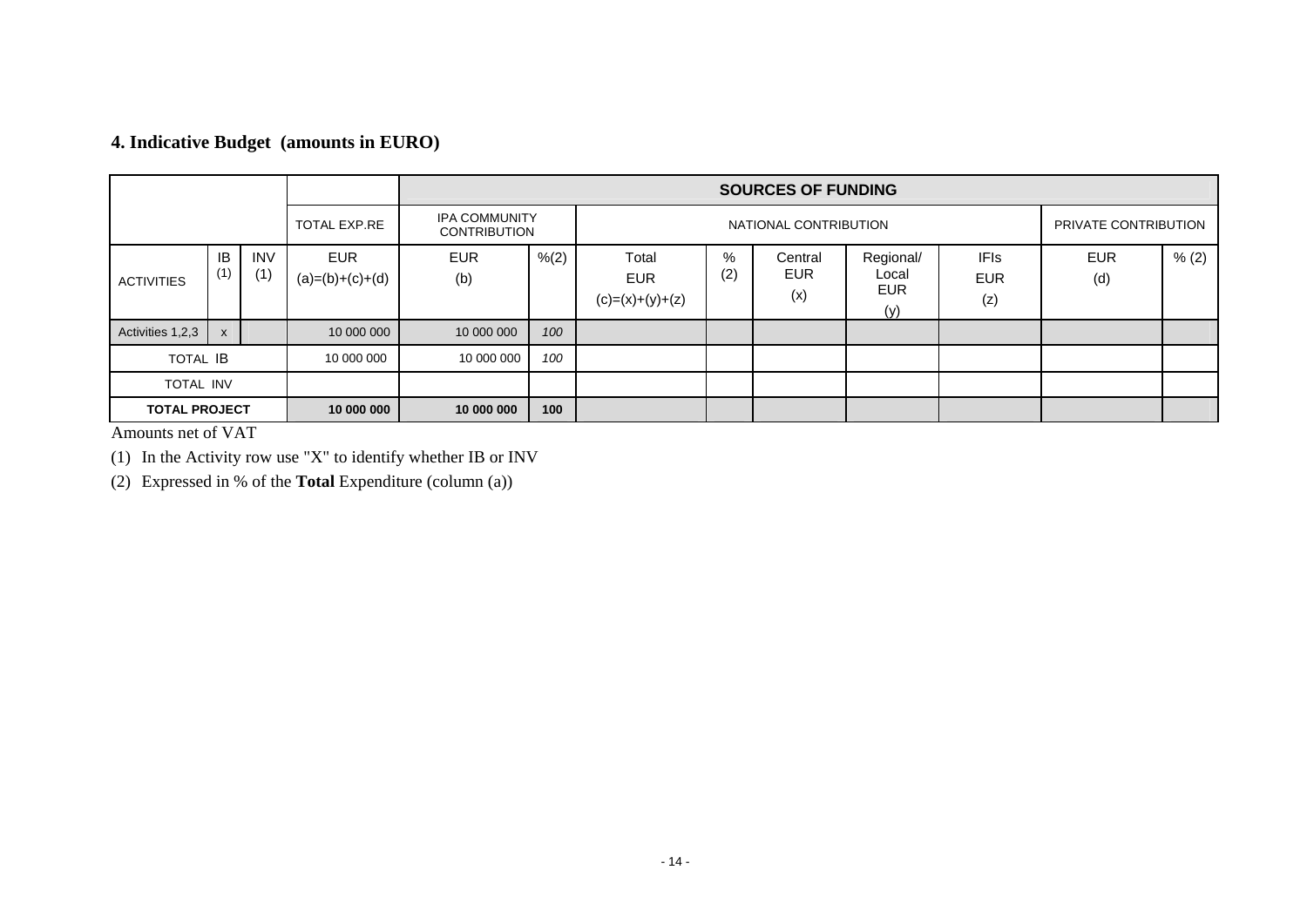## 4. Indicative Budget (amounts in EURO)

| | | | | SOURCES OF FUNDING | | | | | | | | |
|---|---|---|---|---|---|---|---|---|---|---|---|---|
| | | | TOTAL EXP.RE | IPA COMMUNITY CONTRIBUTION | | NATIONAL CONTRIBUTION | | | | | PRIVATE CONTRIBUTION | |
| ACTIVITIES | IB (1) | INV (1) | EUR (a)=(b)+(c)+(d) | EUR (b) | %(2) | Total EUR (c)=(x)+(y)+(z) | % (2) | Central EUR (x) | Regional/ Local EUR (y) | IFIs EUR (z) | EUR (d) | % (2) |
| Activities 1,2,3 | x | | 10 000 000 | 10 000 000 | *100* | | | | | | | |
| TOTAL IB | | | 10 000 000 | 10 000 000 | *100* | | | | | | | |
| TOTAL INV | | | | | | | | | | | | |
| **TOTAL PROJECT** | | | **10 000 000** | **10 000 000** | **100** | | | | | | | |

Amounts net of VAT

(1) In the Activity row use "X" to identify whether IB or INV

(2) Expressed in % of the **Total** Expenditure (column (a))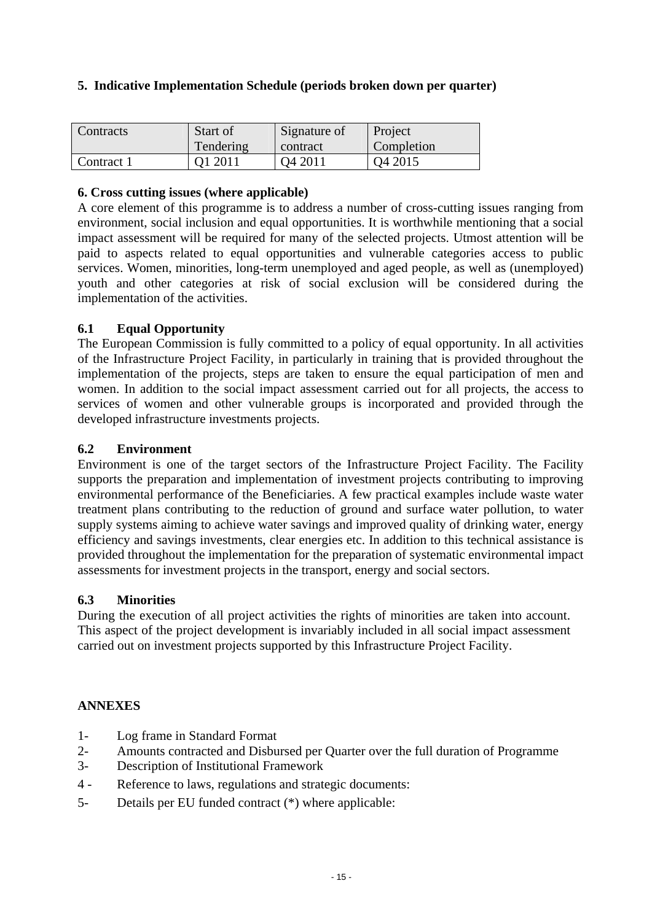## 5. Indicative Implementation Schedule (periods broken down per quarter)

| Contracts | Start of Tendering | Signature of contract | Project Completion |
| --- | --- | --- | --- |
| Contract 1 | Q1 2011 | Q4 2011 | Q4 2015 |

### 6. Cross cutting issues (where applicable)

A core element of this programme is to address a number of cross-cutting issues ranging from environment, social inclusion and equal opportunities. It is worthwhile mentioning that a social impact assessment will be required for many of the selected projects. Utmost attention will be paid to aspects related to equal opportunities and vulnerable categories access to public services. Women, minorities, long-term unemployed and aged people, as well as (unemployed) youth and other categories at risk of social exclusion will be considered during the implementation of the activities.

### 6.1 Equal Opportunity

The European Commission is fully committed to a policy of equal opportunity. In all activities of the Infrastructure Project Facility, in particularly in training that is provided throughout the implementation of the projects, steps are taken to ensure the equal participation of men and women. In addition to the social impact assessment carried out for all projects, the access to services of women and other vulnerable groups is incorporated and provided through the developed infrastructure investments projects.

### 6.2 Environment

Environment is one of the target sectors of the Infrastructure Project Facility. The Facility supports the preparation and implementation of investment projects contributing to improving environmental performance of the Beneficiaries. A few practical examples include waste water treatment plans contributing to the reduction of ground and surface water pollution, to water supply systems aiming to achieve water savings and improved quality of drinking water, energy efficiency and savings investments, clear energies etc. In addition to this technical assistance is provided throughout the implementation for the preparation of systematic environmental impact assessments for investment projects in the transport, energy and social sectors.

### 6.3 Minorities

During the execution of all project activities the rights of minorities are taken into account. This aspect of the project development is invariably included in all social impact assessment carried out on investment projects supported by this Infrastructure Project Facility.

### ANNEXES

1- Log frame in Standard Format
2- Amounts contracted and Disbursed per Quarter over the full duration of Programme
3- Description of Institutional Framework
4 - Reference to laws, regulations and strategic documents:
5- Details per EU funded contract (*) where applicable: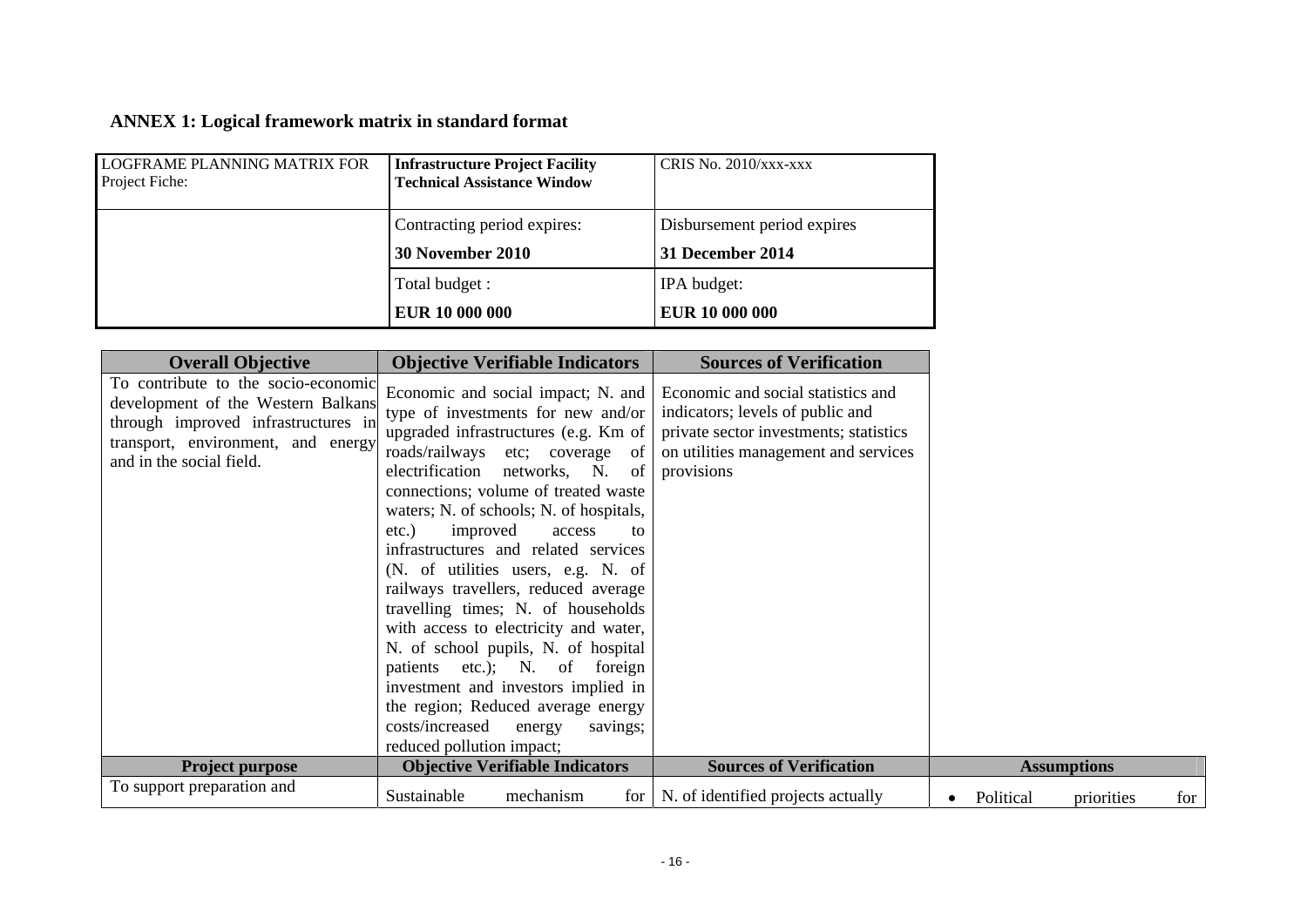## ANNEX 1: Logical framework matrix in standard format

| LOGFRAME PLANNING MATRIX FOR Project Fiche: | **Infrastructure Project Facility Technical Assistance Window** | CRIS No. 2010/xxx-xxx |
|---|---|---|
| | Contracting period expires: **30 November 2010** | Disbursement period expires **31 December 2014** |
| | Total budget : **EUR 10 000 000** | IPA budget: **EUR 10 000 000** |

| **Overall Objective** | **Objective Verifiable Indicators** | **Sources of Verification** | |
|---|---|---|---|
| To contribute to the socio-economic development of the Western Balkans through improved infrastructures in transport, environment, and energy and in the social field. | Economic and social impact; N. and type of investments for new and/or upgraded infrastructures (e.g. Km of roads/railways etc; coverage of electrification networks, N. of connections; volume of treated waste waters; N. of schools; N. of hospitals, etc.) improved access to infrastructures and related services (N. of utilities users, e.g. N. of railways travellers, reduced average travelling times; N. of households with access to electricity and water, N. of school pupils, N. of hospital patients etc.); N. of foreign investment and investors implied in the region; Reduced average energy costs/increased energy savings; reduced pollution impact; | Economic and social statistics and indicators; levels of public and private sector investments; statistics on utilities management and services provisions | |
| **Project purpose** | **Objective Verifiable Indicators** | **Sources of Verification** | **Assumptions** |
| To support preparation and | Sustainable mechanism for | N. of identified projects actually | • Political priorities for |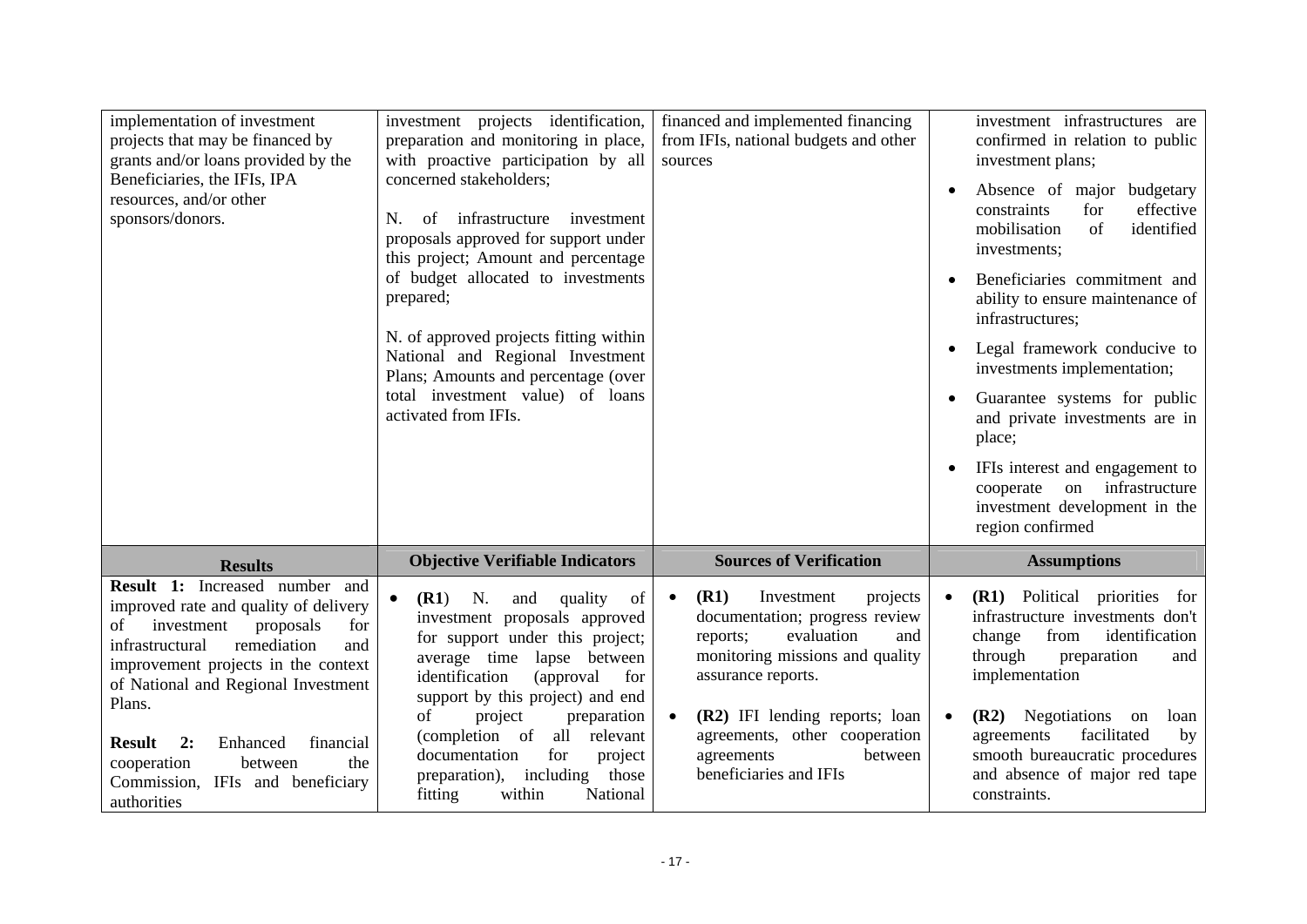| | | | |
|---|---|---|---|
| implementation of investment projects that may be financed by grants and/or loans provided by the Beneficiaries, the IFIs, IPA resources, and/or other sponsors/donors. | investment projects identification, preparation and monitoring in place, with proactive participation by all concerned stakeholders;<br><br>N. of infrastructure investment proposals approved for support under this project; Amount and percentage of budget allocated to investments prepared;<br><br>N. of approved projects fitting within National and Regional Investment Plans; Amounts and percentage (over total investment value) of loans activated from IFIs. | financed and implemented financing from IFIs, national budgets and other sources | investment infrastructures are confirmed in relation to public investment plans;<br><br>• Absence of major budgetary constraints for effective mobilisation of identified investments;<br><br>• Beneficiaries commitment and ability to ensure maintenance of infrastructures;<br><br>• Legal framework conducive to investments implementation;<br><br>• Guarantee systems for public and private investments are in place;<br><br>• IFIs interest and engagement to cooperate on infrastructure investment development in the region confirmed |
| **Results** | **Objective Verifiable Indicators** | **Sources of Verification** | **Assumptions** |
| **Result 1:** Increased number and improved rate and quality of delivery of investment proposals for infrastructural remediation and improvement projects in the context of National and Regional Investment Plans.<br><br>**Result 2:** Enhanced financial cooperation between the Commission, IFIs and beneficiary authorities | • **(R1**) N. and quality of investment proposals approved for support under this project; average time lapse between identification (approval for support by this project) and end of project preparation (completion of all relevant documentation for project preparation), including those fitting within National | • **(R1)** Investment projects documentation; progress review reports; evaluation and monitoring missions and quality assurance reports.<br><br>• **(R2)** IFI lending reports; loan agreements, other cooperation agreements between beneficiaries and IFIs | • **(R1)** Political priorities for infrastructure investments don't change from identification through preparation and implementation<br><br>• **(R2)** Negotiations on loan agreements facilitated by smooth bureaucratic procedures and absence of major red tape constraints. |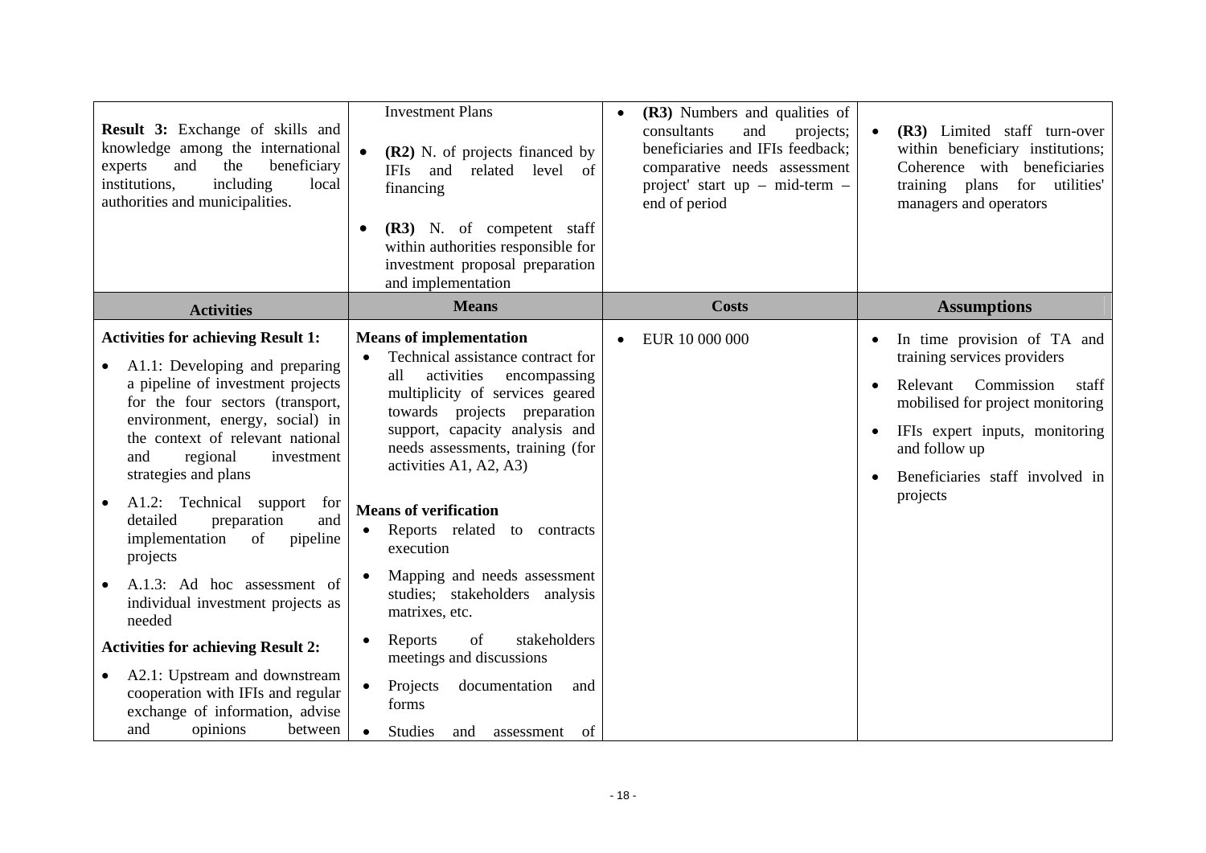| **Result 3:** Exchange of skills and knowledge among the international experts and the beneficiary institutions, including local authorities and municipalities. | Investment Plans<br>• **(R2)** N. of projects financed by IFIs and related level of financing<br>• **(R3)** N. of competent staff within authorities responsible for investment proposal preparation and implementation | • **(R3)** Numbers and qualities of consultants and projects; beneficiaries and IFIs feedback; comparative needs assessment project' start up – mid-term – end of period | • **(R3)** Limited staff turn-over within beneficiary institutions; Coherence with beneficiaries training plans for utilities' managers and operators |
|---|---|---|---|
| **Activities** | **Means** | **Costs** | **Assumptions** |
| **Activities for achieving Result 1:**<br>• A1.1: Developing and preparing a pipeline of investment projects for the four sectors (transport, environment, energy, social) in the context of relevant national and regional investment strategies and plans<br>• A1.2: Technical support for detailed preparation and implementation of pipeline projects<br>• A.1.3: Ad hoc assessment of individual investment projects as needed<br>**Activities for achieving Result 2:**<br>• A2.1: Upstream and downstream cooperation with IFIs and regular exchange of information, advise and opinions between | **Means of implementation**<br>• Technical assistance contract for all activities encompassing multiplicity of services geared towards projects preparation support, capacity analysis and needs assessments, training (for activities A1, A2, A3)<br>**Means of verification**<br>• Reports related to contracts execution<br>• Mapping and needs assessment studies; stakeholders analysis matrixes, etc.<br>• Reports of stakeholders meetings and discussions<br>• Projects documentation and forms<br>• Studies and assessment of | • EUR 10 000 000 | • In time provision of TA and training services providers<br>• Relevant Commission staff mobilised for project monitoring<br>• IFIs expert inputs, monitoring and follow up<br>• Beneficiaries staff involved in projects |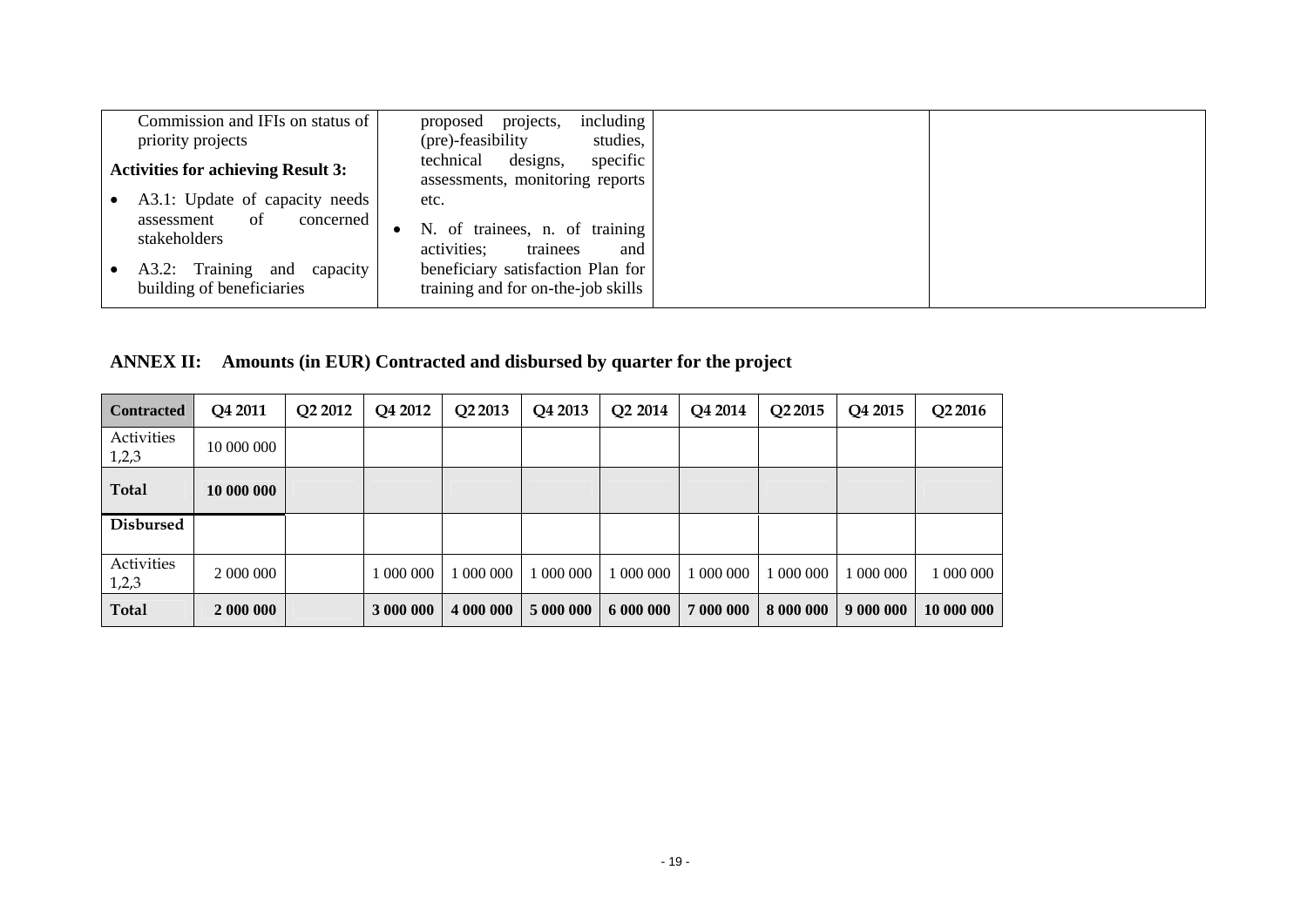| | | | |
|---|---|---|---|
| Commission and IFIs on status of priority projects<br><br>**Activities for achieving Result 3:**<br><br>• A3.1: Update of capacity needs assessment of concerned stakeholders<br><br>• A3.2: Training and capacity building of beneficiaries | proposed projects, including (pre)-feasibility studies, technical designs, specific assessments, monitoring reports etc.<br><br>• N. of trainees, n. of training activities; trainees and beneficiary satisfaction Plan for training and for on-the-job skills | | |

## ANNEX II: Amounts (in EUR) Contracted and disbursed by quarter for the project

| **Contracted** | Q4 2011 | Q2 2012 | Q4 2012 | Q2 2013 | Q4 2013 | Q2 2014 | Q4 2014 | Q2 2015 | Q4 2015 | Q2 2016 |
|---|---|---|---|---|---|---|---|---|---|---|
| Activities 1,2,3 | 10 000 000 | | | | | | | | | |
| **Total** | **10 000 000** | | | | | | | | | |
| **Disbursed** | | | | | | | | | | |
| Activities 1,2,3 | 2 000 000 | | 1 000 000 | 1 000 000 | 1 000 000 | 1 000 000 | 1 000 000 | 1 000 000 | 1 000 000 | 1 000 000 |
| **Total** | **2 000 000** | | **3 000 000** | **4 000 000** | **5 000 000** | **6 000 000** | **7 000 000** | **8 000 000** | **9 000 000** | **10 000 000** |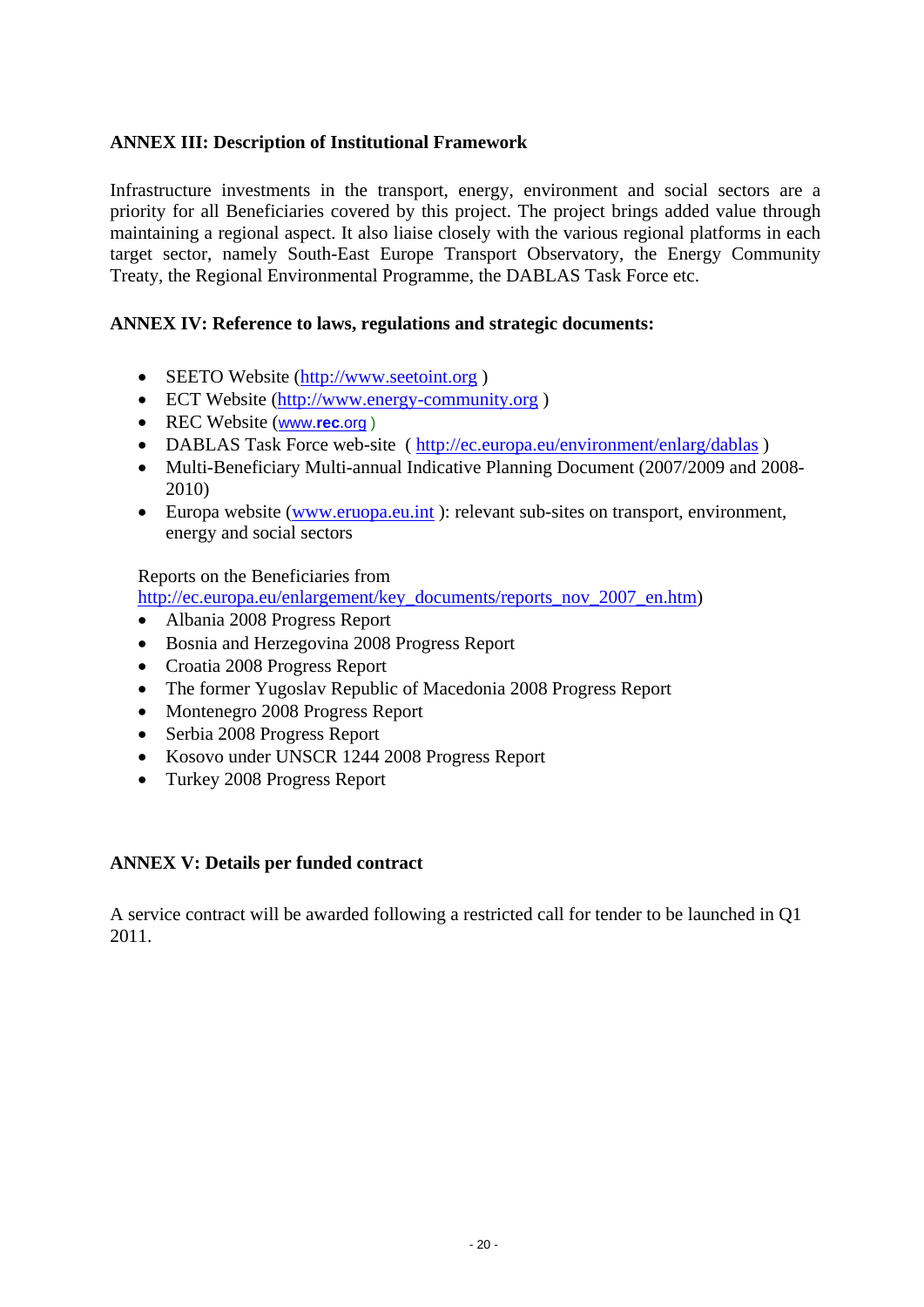**ANNEX III: Description of Institutional Framework**

Infrastructure investments in the transport, energy, environment and social sectors are a priority for all Beneficiaries covered by this project. The project brings added value through maintaining a regional aspect. It also liaise closely with the various regional platforms in each target sector, namely South-East Europe Transport Observatory, the Energy Community Treaty, the Regional Environmental Programme, the DABLAS Task Force etc.

**ANNEX IV: Reference to laws, regulations and strategic documents:**

- SEETO Website (http://www.seetoint.org )
- ECT Website (http://www.energy-community.org )
- REC Website (www.rec.org )
- DABLAS Task Force web-site ( http://ec.europa.eu/environment/enlarg/dablas )
- Multi-Beneficiary Multi-annual Indicative Planning Document (2007/2009 and 2008-2010)
- Europa website (www.eruopa.eu.int ): relevant sub-sites on transport, environment, energy and social sectors

Reports on the Beneficiaries from http://ec.europa.eu/enlargement/key_documents/reports_nov_2007_en.htm)

- Albania 2008 Progress Report
- Bosnia and Herzegovina 2008 Progress Report
- Croatia 2008 Progress Report
- The former Yugoslav Republic of Macedonia 2008 Progress Report
- Montenegro 2008 Progress Report
- Serbia 2008 Progress Report
- Kosovo under UNSCR 1244 2008 Progress Report
- Turkey 2008 Progress Report

**ANNEX V: Details per funded contract**

A service contract will be awarded following a restricted call for tender to be launched in Q1 2011.